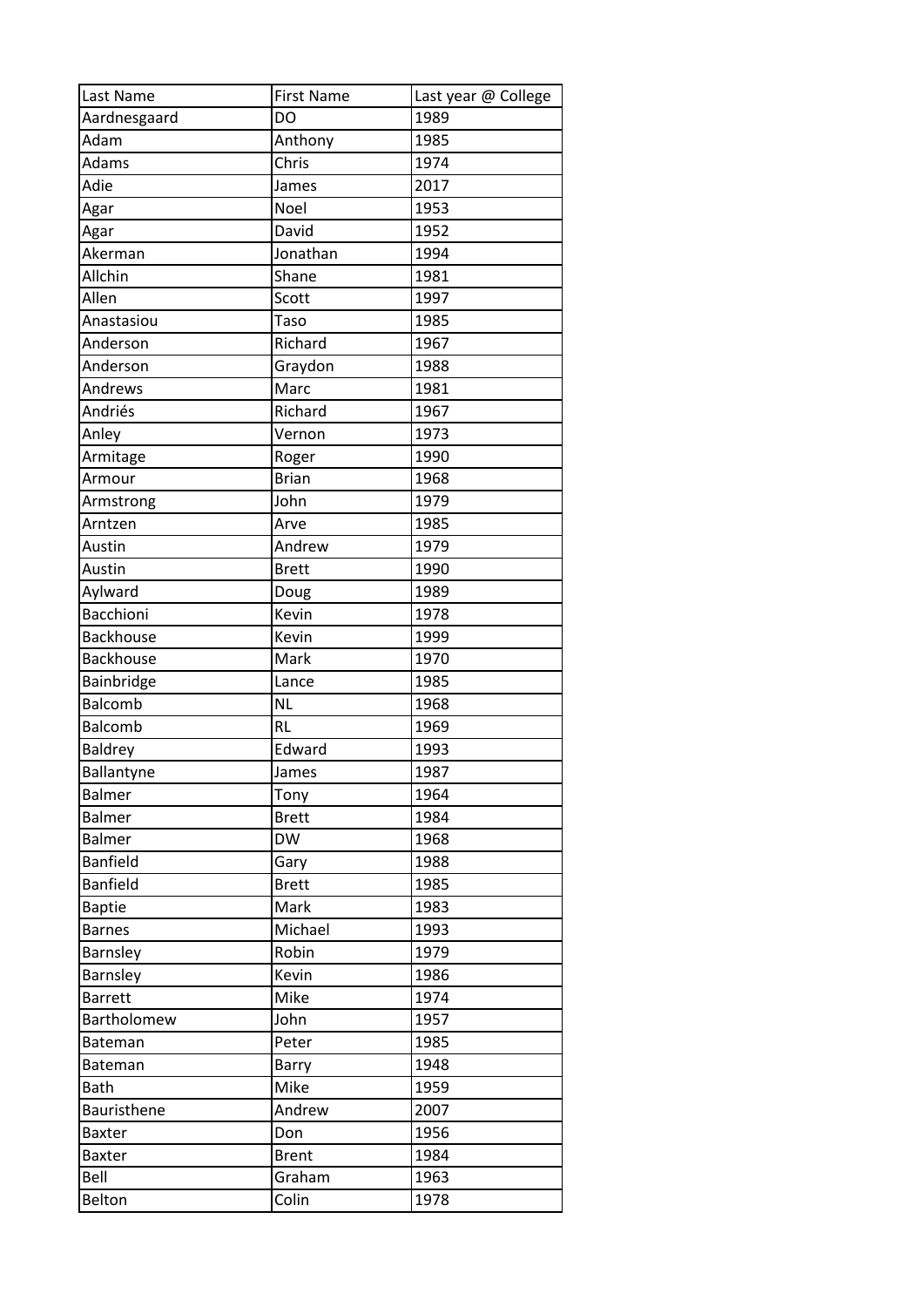| Last Name | First Name | Last year @ College |
| --- | --- | --- |
| Aardnesgaard | DO | 1989 |
| Adam | Anthony | 1985 |
| Adams | Chris | 1974 |
| Adie | James | 2017 |
| Agar | Noel | 1953 |
| Agar | David | 1952 |
| Akerman | Jonathan | 1994 |
| Allchin | Shane | 1981 |
| Allen | Scott | 1997 |
| Anastasiou | Taso | 1985 |
| Anderson | Richard | 1967 |
| Anderson | Graydon | 1988 |
| Andrews | Marc | 1981 |
| Andriés | Richard | 1967 |
| Anley | Vernon | 1973 |
| Armitage | Roger | 1990 |
| Armour | Brian | 1968 |
| Armstrong | John | 1979 |
| Arntzen | Arve | 1985 |
| Austin | Andrew | 1979 |
| Austin | Brett | 1990 |
| Aylward | Doug | 1989 |
| Bacchioni | Kevin | 1978 |
| Backhouse | Kevin | 1999 |
| Backhouse | Mark | 1970 |
| Bainbridge | Lance | 1985 |
| Balcomb | NL | 1968 |
| Balcomb | RL | 1969 |
| Baldrey | Edward | 1993 |
| Ballantyne | James | 1987 |
| Balmer | Tony | 1964 |
| Balmer | Brett | 1984 |
| Balmer | DW | 1968 |
| Banfield | Gary | 1988 |
| Banfield | Brett | 1985 |
| Baptie | Mark | 1983 |
| Barnes | Michael | 1993 |
| Barnsley | Robin | 1979 |
| Barnsley | Kevin | 1986 |
| Barrett | Mike | 1974 |
| Bartholomew | John | 1957 |
| Bateman | Peter | 1985 |
| Bateman | Barry | 1948 |
| Bath | Mike | 1959 |
| Bauristhene | Andrew | 2007 |
| Baxter | Don | 1956 |
| Baxter | Brent | 1984 |
| Bell | Graham | 1963 |
| Belton | Colin | 1978 |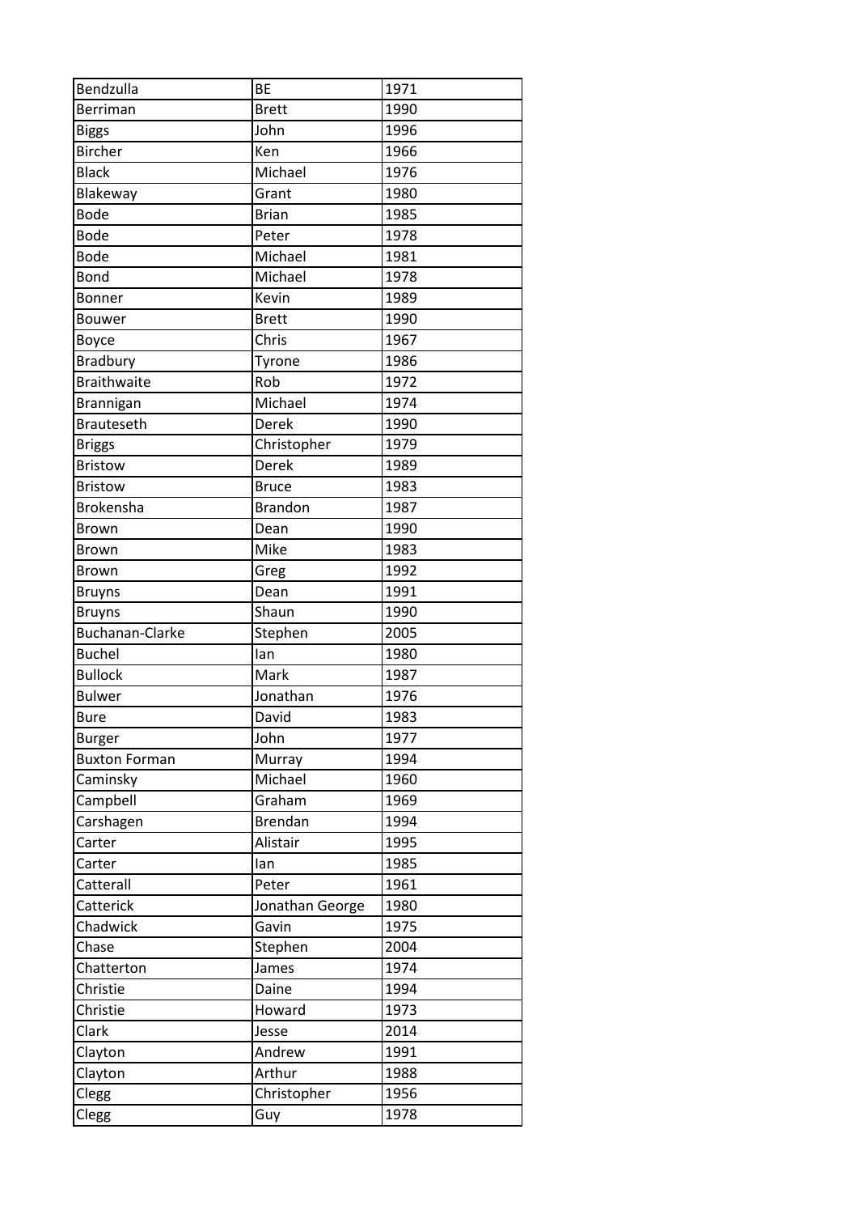| Bendzulla | BE | 1971 |
|---|---|---|
| Berriman | Brett | 1990 |
| Biggs | John | 1996 |
| Bircher | Ken | 1966 |
| Black | Michael | 1976 |
| Blakeway | Grant | 1980 |
| Bode | Brian | 1985 |
| Bode | Peter | 1978 |
| Bode | Michael | 1981 |
| Bond | Michael | 1978 |
| Bonner | Kevin | 1989 |
| Bouwer | Brett | 1990 |
| Boyce | Chris | 1967 |
| Bradbury | Tyrone | 1986 |
| Braithwaite | Rob | 1972 |
| Brannigan | Michael | 1974 |
| Brauteseth | Derek | 1990 |
| Briggs | Christopher | 1979 |
| Bristow | Derek | 1989 |
| Bristow | Bruce | 1983 |
| Brokensha | Brandon | 1987 |
| Brown | Dean | 1990 |
| Brown | Mike | 1983 |
| Brown | Greg | 1992 |
| Bruyns | Dean | 1991 |
| Bruyns | Shaun | 1990 |
| Buchanan-Clarke | Stephen | 2005 |
| Buchel | Ian | 1980 |
| Bullock | Mark | 1987 |
| Bulwer | Jonathan | 1976 |
| Bure | David | 1983 |
| Burger | John | 1977 |
| Buxton Forman | Murray | 1994 |
| Caminsky | Michael | 1960 |
| Campbell | Graham | 1969 |
| Carshagen | Brendan | 1994 |
| Carter | Alistair | 1995 |
| Carter | Ian | 1985 |
| Catterall | Peter | 1961 |
| Catterick | Jonathan George | 1980 |
| Chadwick | Gavin | 1975 |
| Chase | Stephen | 2004 |
| Chatterton | James | 1974 |
| Christie | Daine | 1994 |
| Christie | Howard | 1973 |
| Clark | Jesse | 2014 |
| Clayton | Andrew | 1991 |
| Clayton | Arthur | 1988 |
| Clegg | Christopher | 1956 |
| Clegg | Guy | 1978 |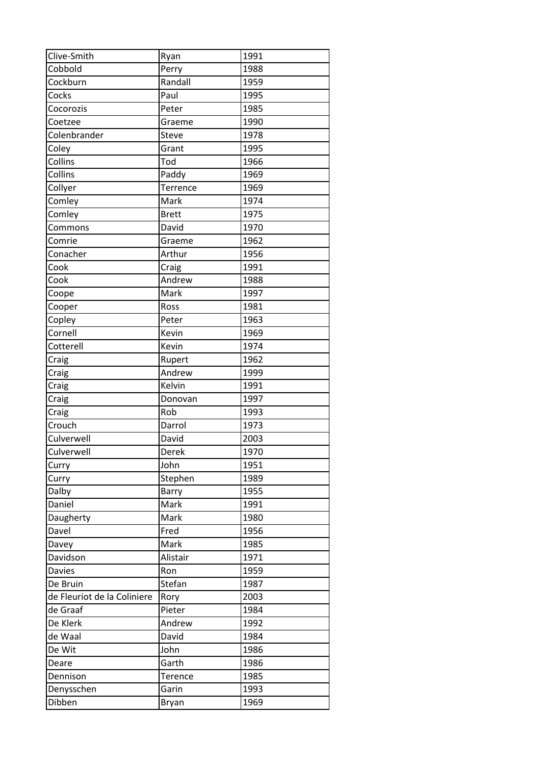| Clive-Smith | Ryan | 1991 |
|---|---|---|
| Cobbold | Perry | 1988 |
| Cockburn | Randall | 1959 |
| Cocks | Paul | 1995 |
| Cocorozis | Peter | 1985 |
| Coetzee | Graeme | 1990 |
| Colenbrander | Steve | 1978 |
| Coley | Grant | 1995 |
| Collins | Tod | 1966 |
| Collins | Paddy | 1969 |
| Collyer | Terrence | 1969 |
| Comley | Mark | 1974 |
| Comley | Brett | 1975 |
| Commons | David | 1970 |
| Comrie | Graeme | 1962 |
| Conacher | Arthur | 1956 |
| Cook | Craig | 1991 |
| Cook | Andrew | 1988 |
| Coope | Mark | 1997 |
| Cooper | Ross | 1981 |
| Copley | Peter | 1963 |
| Cornell | Kevin | 1969 |
| Cotterell | Kevin | 1974 |
| Craig | Rupert | 1962 |
| Craig | Andrew | 1999 |
| Craig | Kelvin | 1991 |
| Craig | Donovan | 1997 |
| Craig | Rob | 1993 |
| Crouch | Darrol | 1973 |
| Culverwell | David | 2003 |
| Culverwell | Derek | 1970 |
| Curry | John | 1951 |
| Curry | Stephen | 1989 |
| Dalby | Barry | 1955 |
| Daniel | Mark | 1991 |
| Daugherty | Mark | 1980 |
| Davel | Fred | 1956 |
| Davey | Mark | 1985 |
| Davidson | Alistair | 1971 |
| Davies | Ron | 1959 |
| De Bruin | Stefan | 1987 |
| de Fleuriot de la Coliniere | Rory | 2003 |
| de Graaf | Pieter | 1984 |
| De Klerk | Andrew | 1992 |
| de Waal | David | 1984 |
| De Wit | John | 1986 |
| Deare | Garth | 1986 |
| Dennison | Terence | 1985 |
| Denysschen | Garin | 1993 |
| Dibben | Bryan | 1969 |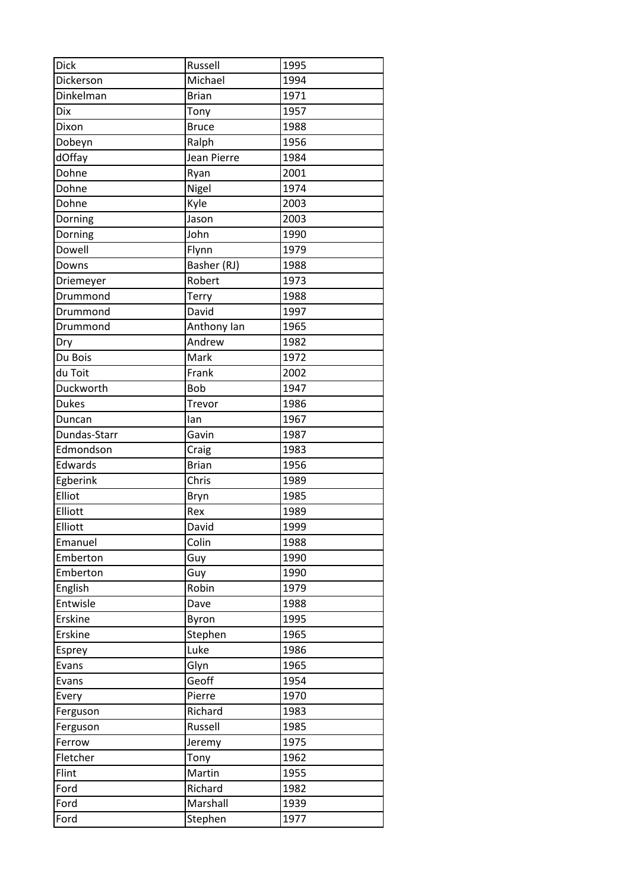| Dick | Russell | 1995 |
|---|---|---|
| Dickerson | Michael | 1994 |
| Dinkelman | Brian | 1971 |
| Dix | Tony | 1957 |
| Dixon | Bruce | 1988 |
| Dobeyn | Ralph | 1956 |
| dOffay | Jean Pierre | 1984 |
| Dohne | Ryan | 2001 |
| Dohne | Nigel | 1974 |
| Dohne | Kyle | 2003 |
| Dorning | Jason | 2003 |
| Dorning | John | 1990 |
| Dowell | Flynn | 1979 |
| Downs | Basher (RJ) | 1988 |
| Driemeyer | Robert | 1973 |
| Drummond | Terry | 1988 |
| Drummond | David | 1997 |
| Drummond | Anthony Ian | 1965 |
| Dry | Andrew | 1982 |
| Du Bois | Mark | 1972 |
| du Toit | Frank | 2002 |
| Duckworth | Bob | 1947 |
| Dukes | Trevor | 1986 |
| Duncan | Ian | 1967 |
| Dundas-Starr | Gavin | 1987 |
| Edmondson | Craig | 1983 |
| Edwards | Brian | 1956 |
| Egberink | Chris | 1989 |
| Elliot | Bryn | 1985 |
| Elliott | Rex | 1989 |
| Elliott | David | 1999 |
| Emanuel | Colin | 1988 |
| Emberton | Guy | 1990 |
| Emberton | Guy | 1990 |
| English | Robin | 1979 |
| Entwisle | Dave | 1988 |
| Erskine | Byron | 1995 |
| Erskine | Stephen | 1965 |
| Esprey | Luke | 1986 |
| Evans | Glyn | 1965 |
| Evans | Geoff | 1954 |
| Every | Pierre | 1970 |
| Ferguson | Richard | 1983 |
| Ferguson | Russell | 1985 |
| Ferrow | Jeremy | 1975 |
| Fletcher | Tony | 1962 |
| Flint | Martin | 1955 |
| Ford | Richard | 1982 |
| Ford | Marshall | 1939 |
| Ford | Stephen | 1977 |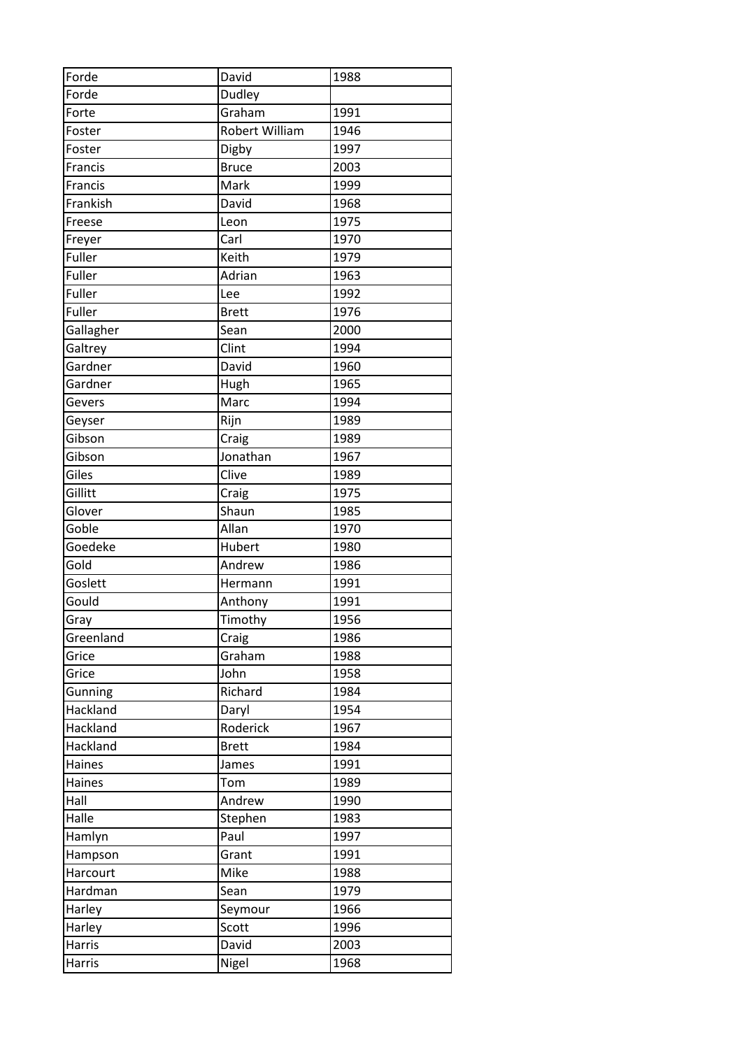| Forde | David | 1988 |
| --- | --- | --- |
| Forde | Dudley | |
| Forte | Graham | 1991 |
| Foster | Robert William | 1946 |
| Foster | Digby | 1997 |
| Francis | Bruce | 2003 |
| Francis | Mark | 1999 |
| Frankish | David | 1968 |
| Freese | Leon | 1975 |
| Freyer | Carl | 1970 |
| Fuller | Keith | 1979 |
| Fuller | Adrian | 1963 |
| Fuller | Lee | 1992 |
| Fuller | Brett | 1976 |
| Gallagher | Sean | 2000 |
| Galtrey | Clint | 1994 |
| Gardner | David | 1960 |
| Gardner | Hugh | 1965 |
| Gevers | Marc | 1994 |
| Geyser | Rijn | 1989 |
| Gibson | Craig | 1989 |
| Gibson | Jonathan | 1967 |
| Giles | Clive | 1989 |
| Gillitt | Craig | 1975 |
| Glover | Shaun | 1985 |
| Goble | Allan | 1970 |
| Goedeke | Hubert | 1980 |
| Gold | Andrew | 1986 |
| Goslett | Hermann | 1991 |
| Gould | Anthony | 1991 |
| Gray | Timothy | 1956 |
| Greenland | Craig | 1986 |
| Grice | Graham | 1988 |
| Grice | John | 1958 |
| Gunning | Richard | 1984 |
| Hackland | Daryl | 1954 |
| Hackland | Roderick | 1967 |
| Hackland | Brett | 1984 |
| Haines | James | 1991 |
| Haines | Tom | 1989 |
| Hall | Andrew | 1990 |
| Halle | Stephen | 1983 |
| Hamlyn | Paul | 1997 |
| Hampson | Grant | 1991 |
| Harcourt | Mike | 1988 |
| Hardman | Sean | 1979 |
| Harley | Seymour | 1966 |
| Harley | Scott | 1996 |
| Harris | David | 2003 |
| Harris | Nigel | 1968 |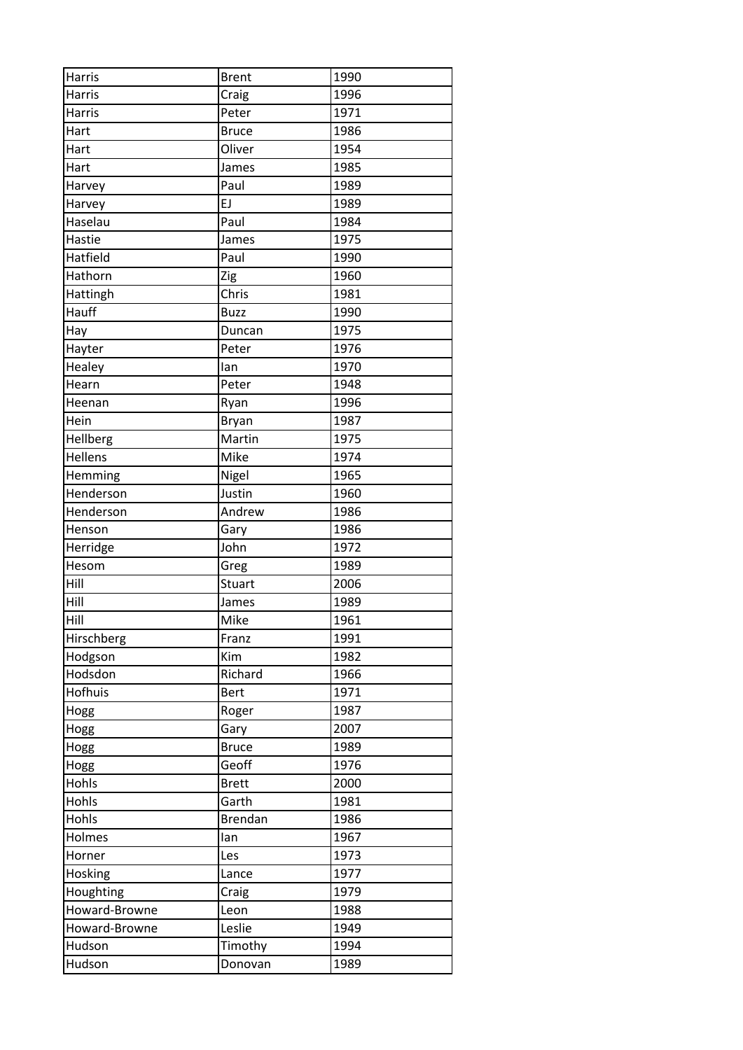| Harris | Brent | 1990 |
|---|---|---|
| Harris | Craig | 1996 |
| Harris | Peter | 1971 |
| Hart | Bruce | 1986 |
| Hart | Oliver | 1954 |
| Hart | James | 1985 |
| Harvey | Paul | 1989 |
| Harvey | EJ | 1989 |
| Haselau | Paul | 1984 |
| Hastie | James | 1975 |
| Hatfield | Paul | 1990 |
| Hathorn | Zig | 1960 |
| Hattingh | Chris | 1981 |
| Hauff | Buzz | 1990 |
| Hay | Duncan | 1975 |
| Hayter | Peter | 1976 |
| Healey | Ian | 1970 |
| Hearn | Peter | 1948 |
| Heenan | Ryan | 1996 |
| Hein | Bryan | 1987 |
| Hellberg | Martin | 1975 |
| Hellens | Mike | 1974 |
| Hemming | Nigel | 1965 |
| Henderson | Justin | 1960 |
| Henderson | Andrew | 1986 |
| Henson | Gary | 1986 |
| Herridge | John | 1972 |
| Hesom | Greg | 1989 |
| Hill | Stuart | 2006 |
| Hill | James | 1989 |
| Hill | Mike | 1961 |
| Hirschberg | Franz | 1991 |
| Hodgson | Kim | 1982 |
| Hodsdon | Richard | 1966 |
| Hofhuis | Bert | 1971 |
| Hogg | Roger | 1987 |
| Hogg | Gary | 2007 |
| Hogg | Bruce | 1989 |
| Hogg | Geoff | 1976 |
| Hohls | Brett | 2000 |
| Hohls | Garth | 1981 |
| Hohls | Brendan | 1986 |
| Holmes | Ian | 1967 |
| Horner | Les | 1973 |
| Hosking | Lance | 1977 |
| Houghting | Craig | 1979 |
| Howard-Browne | Leon | 1988 |
| Howard-Browne | Leslie | 1949 |
| Hudson | Timothy | 1994 |
| Hudson | Donovan | 1989 |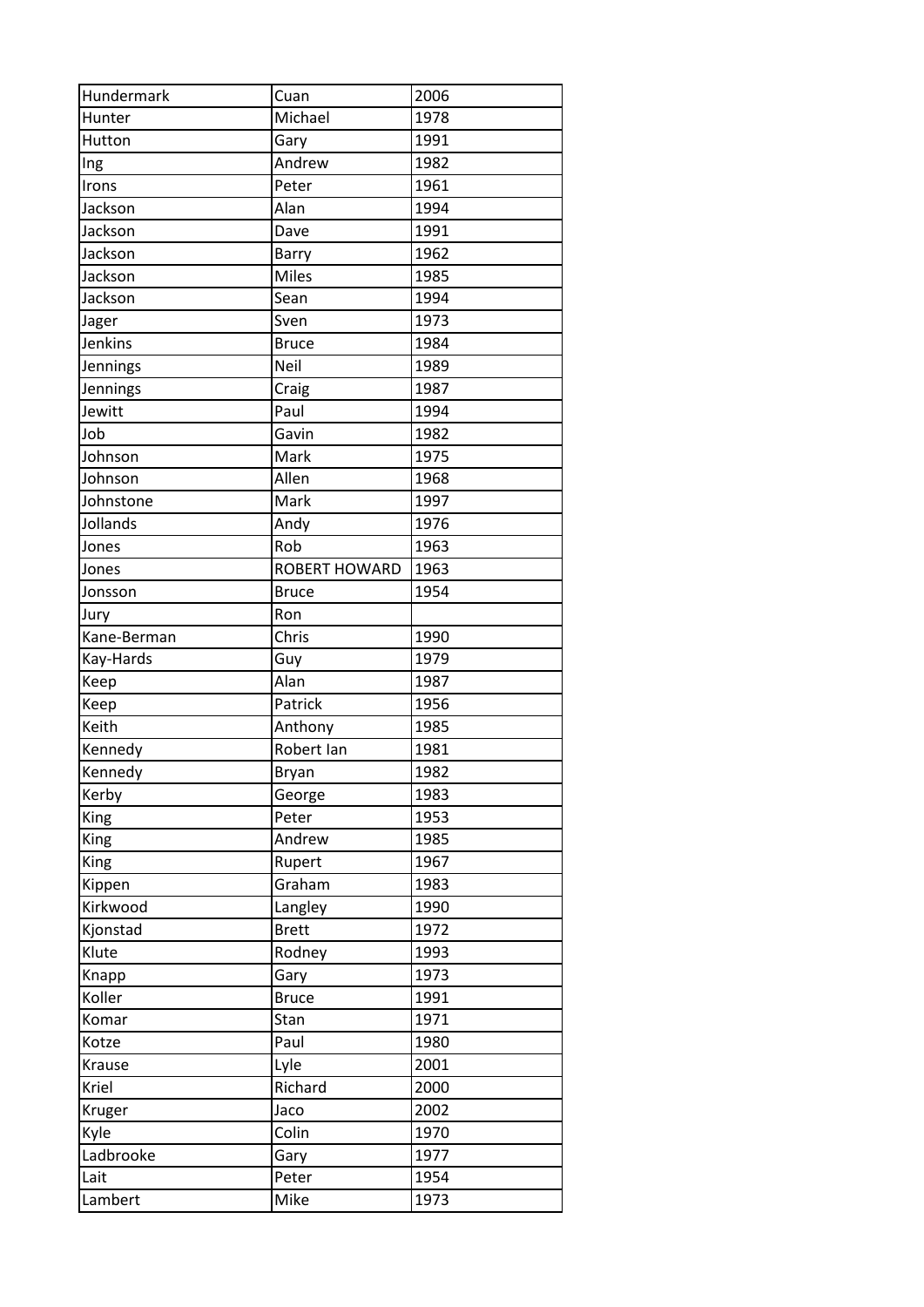| Hundermark | Cuan | 2006 |
|---|---|---|
| Hunter | Michael | 1978 |
| Hutton | Gary | 1991 |
| Ing | Andrew | 1982 |
| Irons | Peter | 1961 |
| Jackson | Alan | 1994 |
| Jackson | Dave | 1991 |
| Jackson | Barry | 1962 |
| Jackson | Miles | 1985 |
| Jackson | Sean | 1994 |
| Jager | Sven | 1973 |
| Jenkins | Bruce | 1984 |
| Jennings | Neil | 1989 |
| Jennings | Craig | 1987 |
| Jewitt | Paul | 1994 |
| Job | Gavin | 1982 |
| Johnson | Mark | 1975 |
| Johnson | Allen | 1968 |
| Johnstone | Mark | 1997 |
| Jollands | Andy | 1976 |
| Jones | Rob | 1963 |
| Jones | ROBERT HOWARD | 1963 |
| Jonsson | Bruce | 1954 |
| Jury | Ron | |
| Kane-Berman | Chris | 1990 |
| Kay-Hards | Guy | 1979 |
| Keep | Alan | 1987 |
| Keep | Patrick | 1956 |
| Keith | Anthony | 1985 |
| Kennedy | Robert Ian | 1981 |
| Kennedy | Bryan | 1982 |
| Kerby | George | 1983 |
| King | Peter | 1953 |
| King | Andrew | 1985 |
| King | Rupert | 1967 |
| Kippen | Graham | 1983 |
| Kirkwood | Langley | 1990 |
| Kjonstad | Brett | 1972 |
| Klute | Rodney | 1993 |
| Knapp | Gary | 1973 |
| Koller | Bruce | 1991 |
| Komar | Stan | 1971 |
| Kotze | Paul | 1980 |
| Krause | Lyle | 2001 |
| Kriel | Richard | 2000 |
| Kruger | Jaco | 2002 |
| Kyle | Colin | 1970 |
| Ladbrooke | Gary | 1977 |
| Lait | Peter | 1954 |
| Lambert | Mike | 1973 |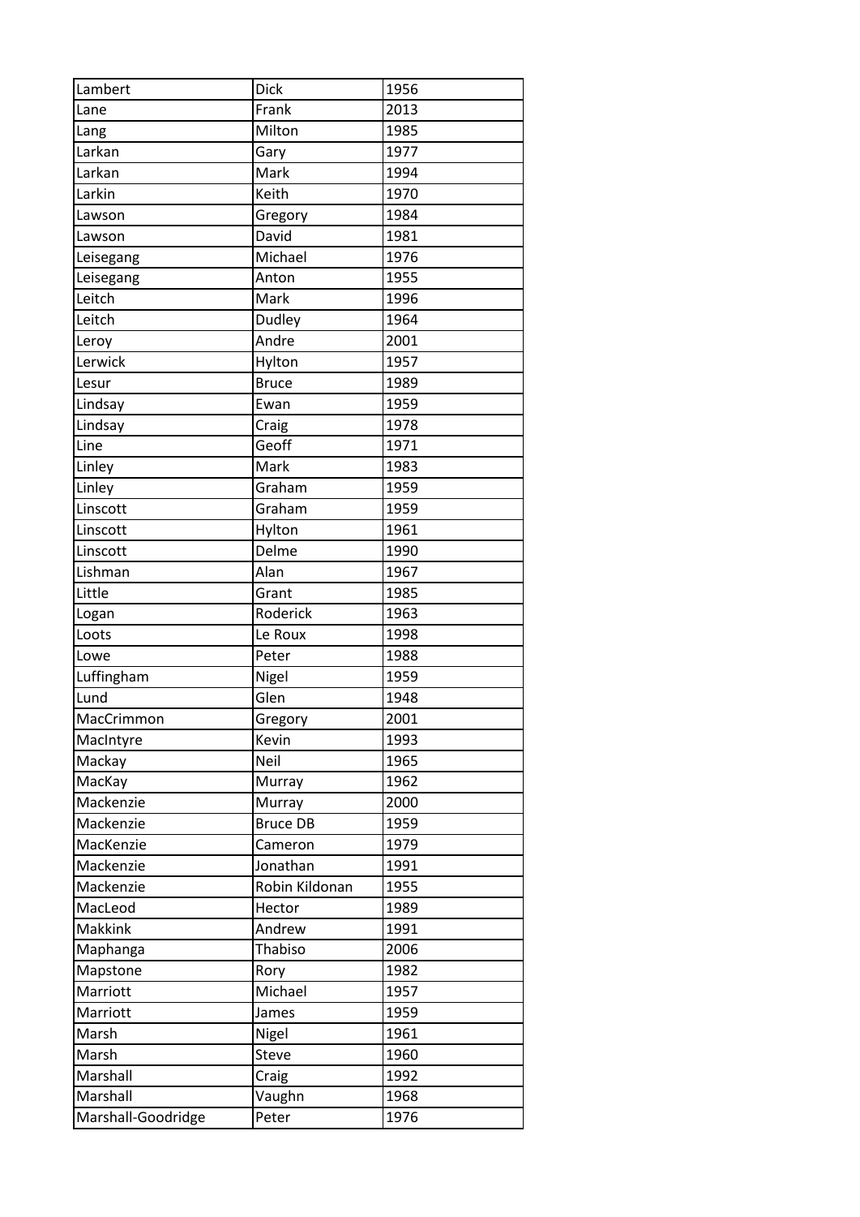| Lambert | Dick | 1956 |
|---|---|---|
| Lane | Frank | 2013 |
| Lang | Milton | 1985 |
| Larkan | Gary | 1977 |
| Larkan | Mark | 1994 |
| Larkin | Keith | 1970 |
| Lawson | Gregory | 1984 |
| Lawson | David | 1981 |
| Leisegang | Michael | 1976 |
| Leisegang | Anton | 1955 |
| Leitch | Mark | 1996 |
| Leitch | Dudley | 1964 |
| Leroy | Andre | 2001 |
| Lerwick | Hylton | 1957 |
| Lesur | Bruce | 1989 |
| Lindsay | Ewan | 1959 |
| Lindsay | Craig | 1978 |
| Line | Geoff | 1971 |
| Linley | Mark | 1983 |
| Linley | Graham | 1959 |
| Linscott | Graham | 1959 |
| Linscott | Hylton | 1961 |
| Linscott | Delme | 1990 |
| Lishman | Alan | 1967 |
| Little | Grant | 1985 |
| Logan | Roderick | 1963 |
| Loots | Le Roux | 1998 |
| Lowe | Peter | 1988 |
| Luffingham | Nigel | 1959 |
| Lund | Glen | 1948 |
| MacCrimmon | Gregory | 2001 |
| MacIntyre | Kevin | 1993 |
| Mackay | Neil | 1965 |
| MacKay | Murray | 1962 |
| Mackenzie | Murray | 2000 |
| Mackenzie | Bruce DB | 1959 |
| MacKenzie | Cameron | 1979 |
| Mackenzie | Jonathan | 1991 |
| Mackenzie | Robin Kildonan | 1955 |
| MacLeod | Hector | 1989 |
| Makkink | Andrew | 1991 |
| Maphanga | Thabiso | 2006 |
| Mapstone | Rory | 1982 |
| Marriott | Michael | 1957 |
| Marriott | James | 1959 |
| Marsh | Nigel | 1961 |
| Marsh | Steve | 1960 |
| Marshall | Craig | 1992 |
| Marshall | Vaughn | 1968 |
| Marshall-Goodridge | Peter | 1976 |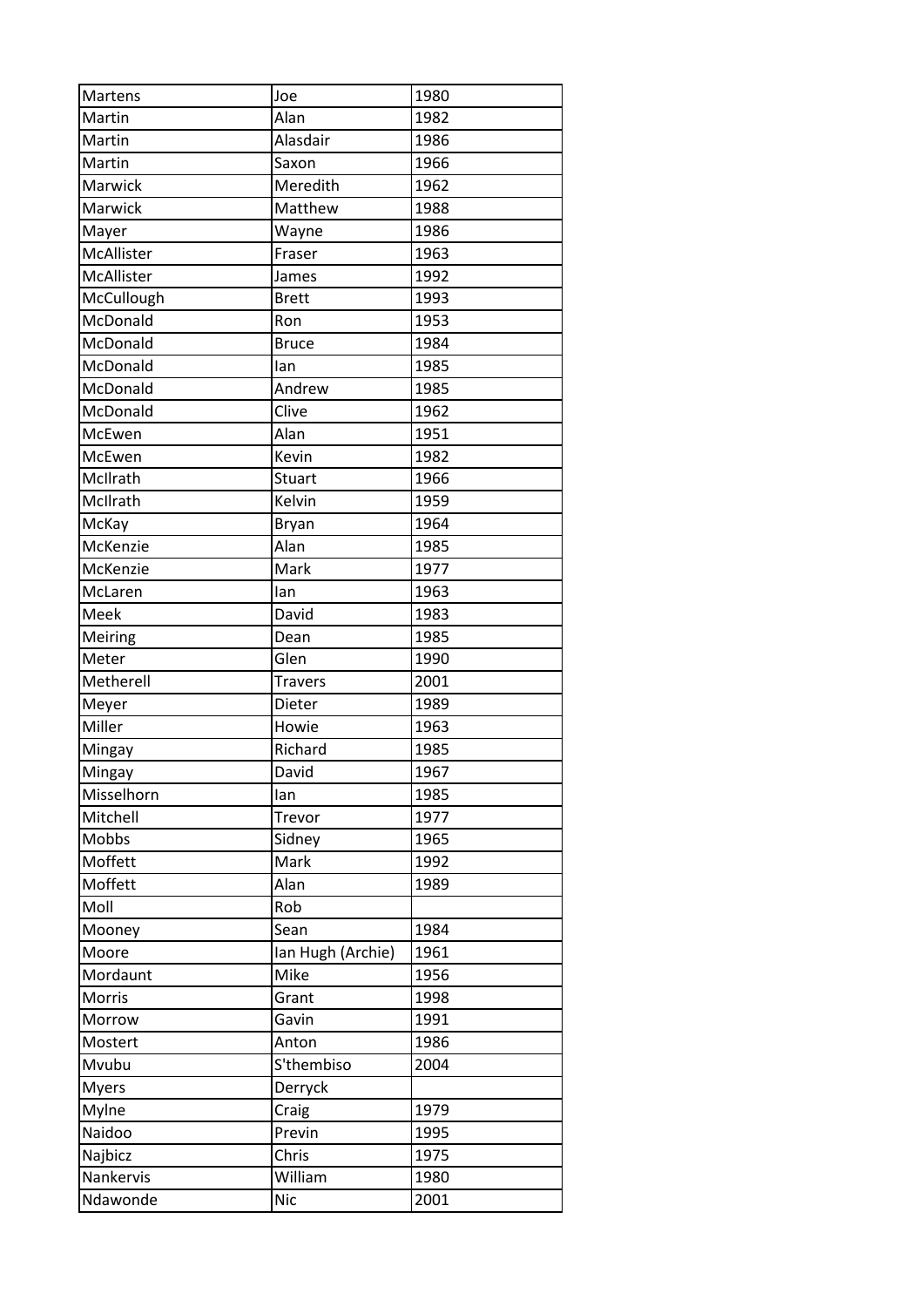| Martens | Joe | 1980 |
|---|---|---|
| Martin | Alan | 1982 |
| Martin | Alasdair | 1986 |
| Martin | Saxon | 1966 |
| Marwick | Meredith | 1962 |
| Marwick | Matthew | 1988 |
| Mayer | Wayne | 1986 |
| McAllister | Fraser | 1963 |
| McAllister | James | 1992 |
| McCullough | Brett | 1993 |
| McDonald | Ron | 1953 |
| McDonald | Bruce | 1984 |
| McDonald | Ian | 1985 |
| McDonald | Andrew | 1985 |
| McDonald | Clive | 1962 |
| McEwen | Alan | 1951 |
| McEwen | Kevin | 1982 |
| McIlrath | Stuart | 1966 |
| McIlrath | Kelvin | 1959 |
| McKay | Bryan | 1964 |
| McKenzie | Alan | 1985 |
| McKenzie | Mark | 1977 |
| McLaren | Ian | 1963 |
| Meek | David | 1983 |
| Meiring | Dean | 1985 |
| Meter | Glen | 1990 |
| Metherell | Travers | 2001 |
| Meyer | Dieter | 1989 |
| Miller | Howie | 1963 |
| Mingay | Richard | 1985 |
| Mingay | David | 1967 |
| Misselhorn | Ian | 1985 |
| Mitchell | Trevor | 1977 |
| Mobbs | Sidney | 1965 |
| Moffett | Mark | 1992 |
| Moffett | Alan | 1989 |
| Moll | Rob | |
| Mooney | Sean | 1984 |
| Moore | Ian Hugh (Archie) | 1961 |
| Mordaunt | Mike | 1956 |
| Morris | Grant | 1998 |
| Morrow | Gavin | 1991 |
| Mostert | Anton | 1986 |
| Mvubu | S'thembiso | 2004 |
| Myers | Derryck | |
| Mylne | Craig | 1979 |
| Naidoo | Previn | 1995 |
| Najbicz | Chris | 1975 |
| Nankervis | William | 1980 |
| Ndawonde | Nic | 2001 |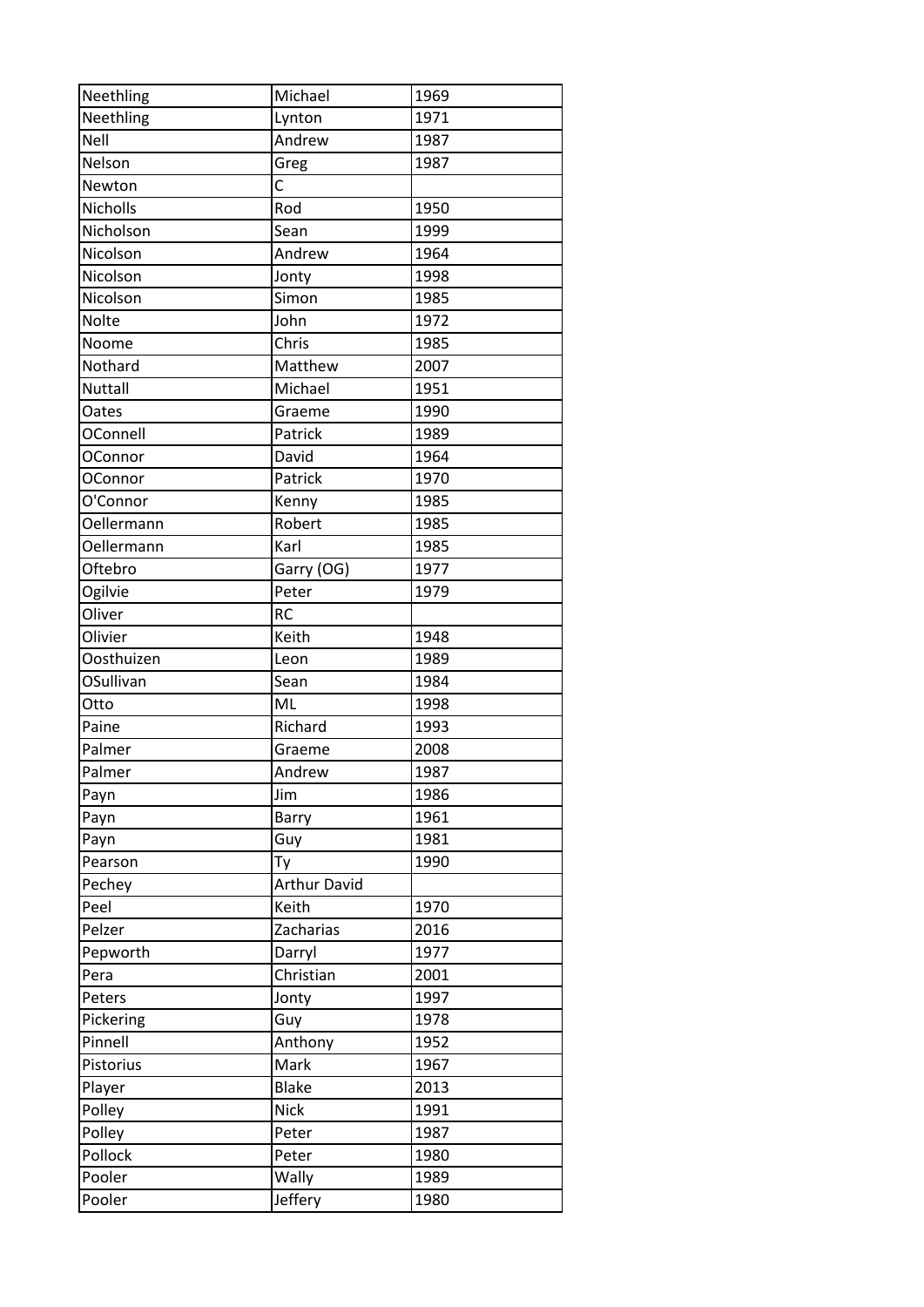| Neethling | Michael | 1969 |
|---|---|---|
| Neethling | Lynton | 1971 |
| Nell | Andrew | 1987 |
| Nelson | Greg | 1987 |
| Newton | C | |
| Nicholls | Rod | 1950 |
| Nicholson | Sean | 1999 |
| Nicolson | Andrew | 1964 |
| Nicolson | Jonty | 1998 |
| Nicolson | Simon | 1985 |
| Nolte | John | 1972 |
| Noome | Chris | 1985 |
| Nothard | Matthew | 2007 |
| Nuttall | Michael | 1951 |
| Oates | Graeme | 1990 |
| OConnell | Patrick | 1989 |
| OConnor | David | 1964 |
| OConnor | Patrick | 1970 |
| O'Connor | Kenny | 1985 |
| Oellermann | Robert | 1985 |
| Oellermann | Karl | 1985 |
| Oftebro | Garry (OG) | 1977 |
| Ogilvie | Peter | 1979 |
| Oliver | RC | |
| Olivier | Keith | 1948 |
| Oosthuizen | Leon | 1989 |
| OSullivan | Sean | 1984 |
| Otto | ML | 1998 |
| Paine | Richard | 1993 |
| Palmer | Graeme | 2008 |
| Palmer | Andrew | 1987 |
| Payn | Jim | 1986 |
| Payn | Barry | 1961 |
| Payn | Guy | 1981 |
| Pearson | Ty | 1990 |
| Pechey | Arthur David | |
| Peel | Keith | 1970 |
| Pelzer | Zacharias | 2016 |
| Pepworth | Darryl | 1977 |
| Pera | Christian | 2001 |
| Peters | Jonty | 1997 |
| Pickering | Guy | 1978 |
| Pinnell | Anthony | 1952 |
| Pistorius | Mark | 1967 |
| Player | Blake | 2013 |
| Polley | Nick | 1991 |
| Polley | Peter | 1987 |
| Pollock | Peter | 1980 |
| Pooler | Wally | 1989 |
| Pooler | Jeffery | 1980 |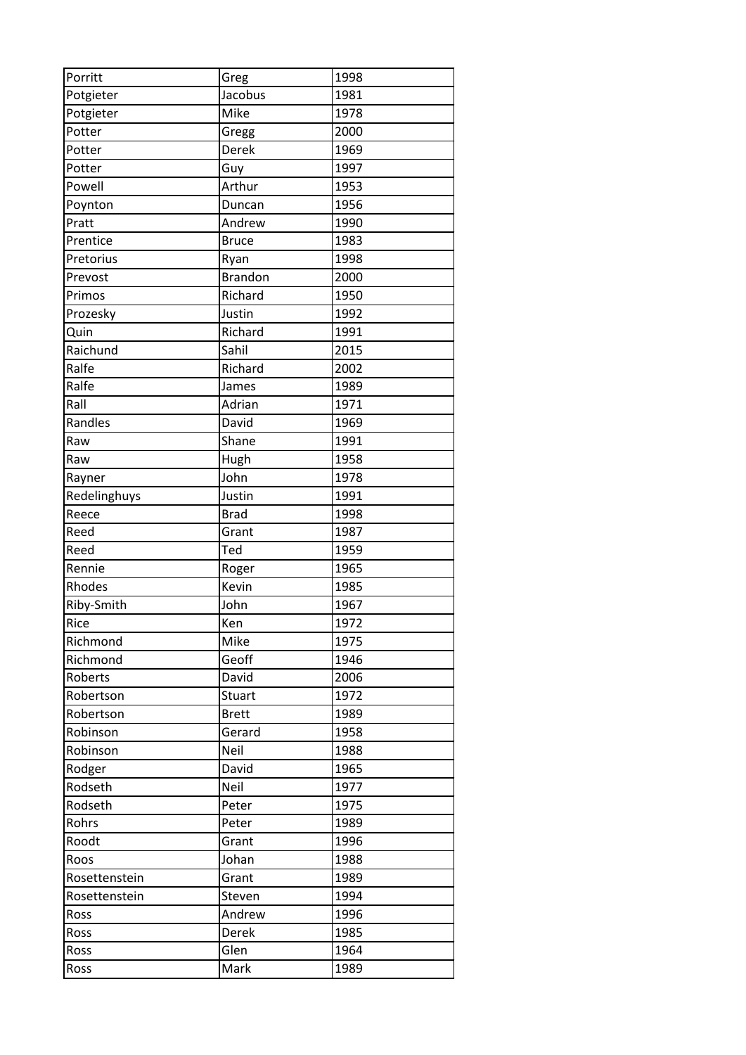| Porritt | Greg | 1998 |
|---|---|---|
| Potgieter | Jacobus | 1981 |
| Potgieter | Mike | 1978 |
| Potter | Gregg | 2000 |
| Potter | Derek | 1969 |
| Potter | Guy | 1997 |
| Powell | Arthur | 1953 |
| Poynton | Duncan | 1956 |
| Pratt | Andrew | 1990 |
| Prentice | Bruce | 1983 |
| Pretorius | Ryan | 1998 |
| Prevost | Brandon | 2000 |
| Primos | Richard | 1950 |
| Prozesky | Justin | 1992 |
| Quin | Richard | 1991 |
| Raichund | Sahil | 2015 |
| Ralfe | Richard | 2002 |
| Ralfe | James | 1989 |
| Rall | Adrian | 1971 |
| Randles | David | 1969 |
| Raw | Shane | 1991 |
| Raw | Hugh | 1958 |
| Rayner | John | 1978 |
| Redelinghuys | Justin | 1991 |
| Reece | Brad | 1998 |
| Reed | Grant | 1987 |
| Reed | Ted | 1959 |
| Rennie | Roger | 1965 |
| Rhodes | Kevin | 1985 |
| Riby-Smith | John | 1967 |
| Rice | Ken | 1972 |
| Richmond | Mike | 1975 |
| Richmond | Geoff | 1946 |
| Roberts | David | 2006 |
| Robertson | Stuart | 1972 |
| Robertson | Brett | 1989 |
| Robinson | Gerard | 1958 |
| Robinson | Neil | 1988 |
| Rodger | David | 1965 |
| Rodseth | Neil | 1977 |
| Rodseth | Peter | 1975 |
| Rohrs | Peter | 1989 |
| Roodt | Grant | 1996 |
| Roos | Johan | 1988 |
| Rosettenstein | Grant | 1989 |
| Rosettenstein | Steven | 1994 |
| Ross | Andrew | 1996 |
| Ross | Derek | 1985 |
| Ross | Glen | 1964 |
| Ross | Mark | 1989 |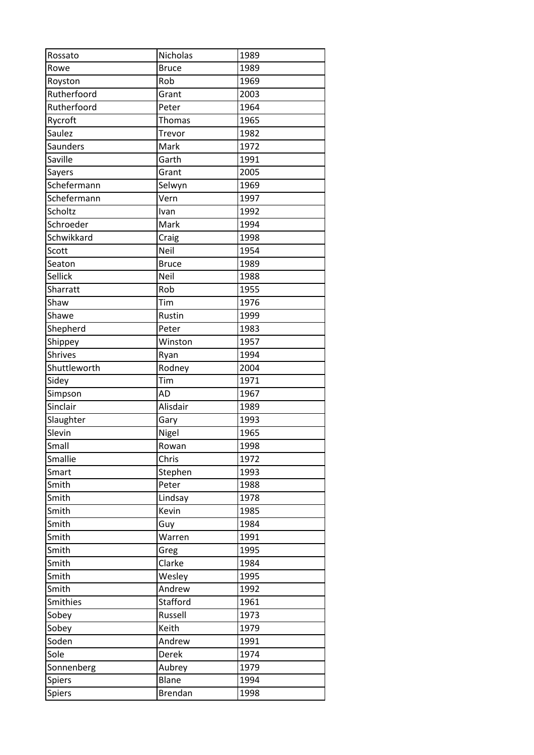| Rossato | Nicholas | 1989 |
|---|---|---|
| Rowe | Bruce | 1989 |
| Royston | Rob | 1969 |
| Rutherfoord | Grant | 2003 |
| Rutherfoord | Peter | 1964 |
| Rycroft | Thomas | 1965 |
| Saulez | Trevor | 1982 |
| Saunders | Mark | 1972 |
| Saville | Garth | 1991 |
| Sayers | Grant | 2005 |
| Schefermann | Selwyn | 1969 |
| Schefermann | Vern | 1997 |
| Scholtz | Ivan | 1992 |
| Schroeder | Mark | 1994 |
| Schwikkard | Craig | 1998 |
| Scott | Neil | 1954 |
| Seaton | Bruce | 1989 |
| Sellick | Neil | 1988 |
| Sharratt | Rob | 1955 |
| Shaw | Tim | 1976 |
| Shawe | Rustin | 1999 |
| Shepherd | Peter | 1983 |
| Shippey | Winston | 1957 |
| Shrives | Ryan | 1994 |
| Shuttleworth | Rodney | 2004 |
| Sidey | Tim | 1971 |
| Simpson | AD | 1967 |
| Sinclair | Alisdair | 1989 |
| Slaughter | Gary | 1993 |
| Slevin | Nigel | 1965 |
| Small | Rowan | 1998 |
| Smallie | Chris | 1972 |
| Smart | Stephen | 1993 |
| Smith | Peter | 1988 |
| Smith | Lindsay | 1978 |
| Smith | Kevin | 1985 |
| Smith | Guy | 1984 |
| Smith | Warren | 1991 |
| Smith | Greg | 1995 |
| Smith | Clarke | 1984 |
| Smith | Wesley | 1995 |
| Smith | Andrew | 1992 |
| Smithies | Stafford | 1961 |
| Sobey | Russell | 1973 |
| Sobey | Keith | 1979 |
| Soden | Andrew | 1991 |
| Sole | Derek | 1974 |
| Sonnenberg | Aubrey | 1979 |
| Spiers | Blane | 1994 |
| Spiers | Brendan | 1998 |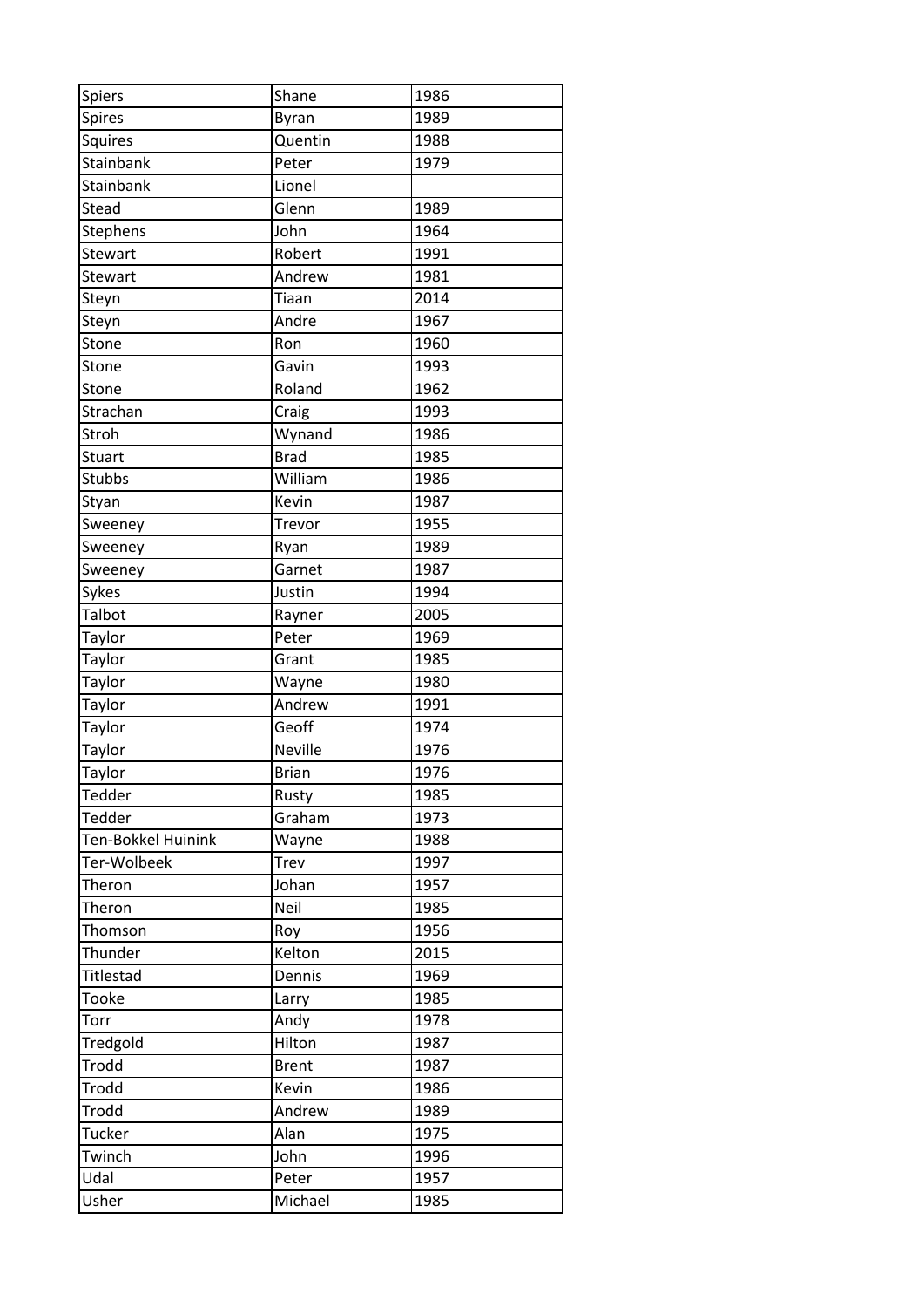| Spiers | Shane | 1986 |
|---|---|---|
| Spires | Byran | 1989 |
| Squires | Quentin | 1988 |
| Stainbank | Peter | 1979 |
| Stainbank | Lionel | |
| Stead | Glenn | 1989 |
| Stephens | John | 1964 |
| Stewart | Robert | 1991 |
| Stewart | Andrew | 1981 |
| Steyn | Tiaan | 2014 |
| Steyn | Andre | 1967 |
| Stone | Ron | 1960 |
| Stone | Gavin | 1993 |
| Stone | Roland | 1962 |
| Strachan | Craig | 1993 |
| Stroh | Wynand | 1986 |
| Stuart | Brad | 1985 |
| Stubbs | William | 1986 |
| Styan | Kevin | 1987 |
| Sweeney | Trevor | 1955 |
| Sweeney | Ryan | 1989 |
| Sweeney | Garnet | 1987 |
| Sykes | Justin | 1994 |
| Talbot | Rayner | 2005 |
| Taylor | Peter | 1969 |
| Taylor | Grant | 1985 |
| Taylor | Wayne | 1980 |
| Taylor | Andrew | 1991 |
| Taylor | Geoff | 1974 |
| Taylor | Neville | 1976 |
| Taylor | Brian | 1976 |
| Tedder | Rusty | 1985 |
| Tedder | Graham | 1973 |
| Ten-Bokkel Huinink | Wayne | 1988 |
| Ter-Wolbeek | Trev | 1997 |
| Theron | Johan | 1957 |
| Theron | Neil | 1985 |
| Thomson | Roy | 1956 |
| Thunder | Kelton | 2015 |
| Titlestad | Dennis | 1969 |
| Tooke | Larry | 1985 |
| Torr | Andy | 1978 |
| Tredgold | Hilton | 1987 |
| Trodd | Brent | 1987 |
| Trodd | Kevin | 1986 |
| Trodd | Andrew | 1989 |
| Tucker | Alan | 1975 |
| Twinch | John | 1996 |
| Udal | Peter | 1957 |
| Usher | Michael | 1985 |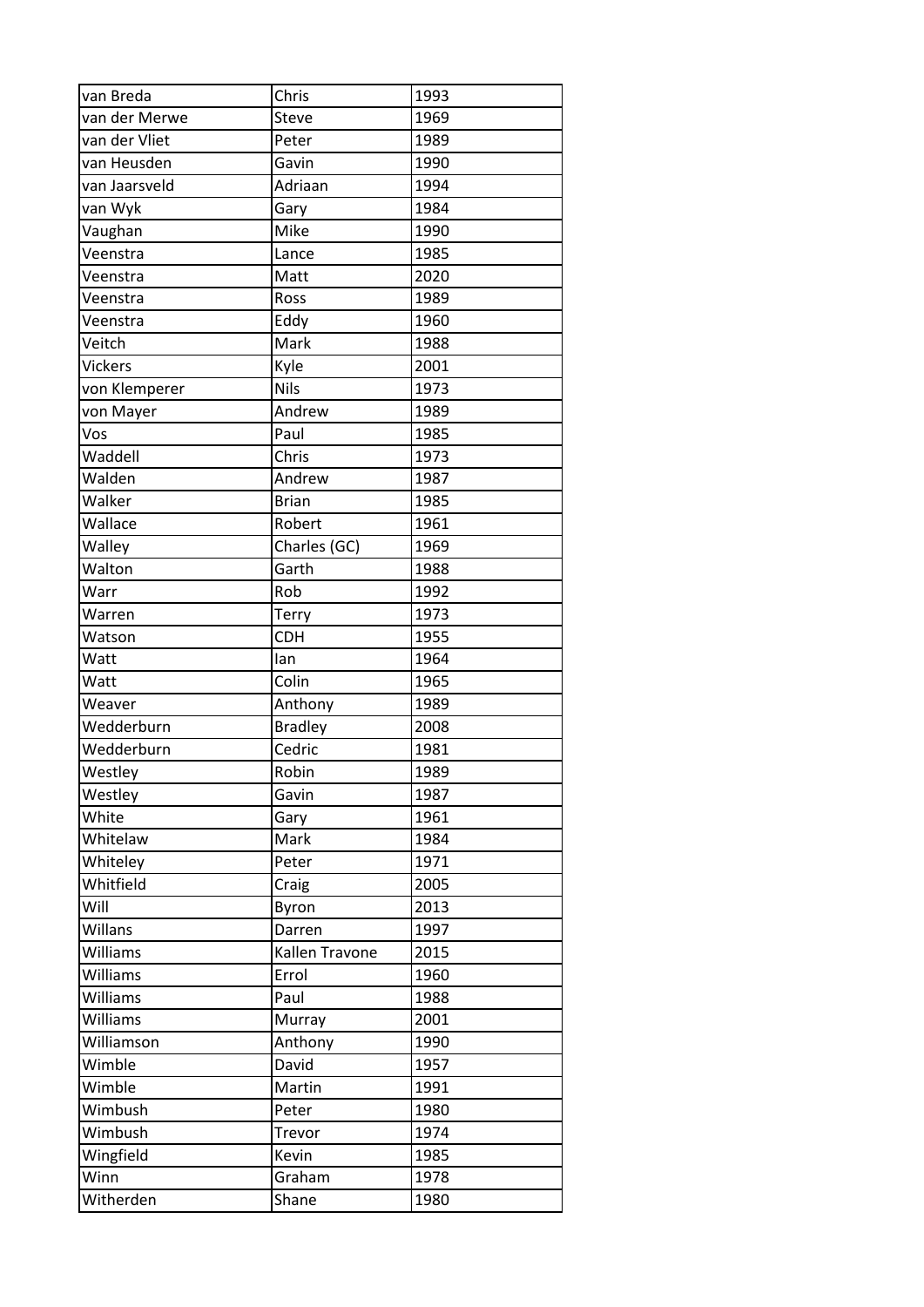| van Breda | Chris | 1993 |
|---|---|---|
| van der Merwe | Steve | 1969 |
| van der Vliet | Peter | 1989 |
| van Heusden | Gavin | 1990 |
| van Jaarsveld | Adriaan | 1994 |
| van Wyk | Gary | 1984 |
| Vaughan | Mike | 1990 |
| Veenstra | Lance | 1985 |
| Veenstra | Matt | 2020 |
| Veenstra | Ross | 1989 |
| Veenstra | Eddy | 1960 |
| Veitch | Mark | 1988 |
| Vickers | Kyle | 2001 |
| von Klemperer | Nils | 1973 |
| von Mayer | Andrew | 1989 |
| Vos | Paul | 1985 |
| Waddell | Chris | 1973 |
| Walden | Andrew | 1987 |
| Walker | Brian | 1985 |
| Wallace | Robert | 1961 |
| Walley | Charles (GC) | 1969 |
| Walton | Garth | 1988 |
| Warr | Rob | 1992 |
| Warren | Terry | 1973 |
| Watson | CDH | 1955 |
| Watt | Ian | 1964 |
| Watt | Colin | 1965 |
| Weaver | Anthony | 1989 |
| Wedderburn | Bradley | 2008 |
| Wedderburn | Cedric | 1981 |
| Westley | Robin | 1989 |
| Westley | Gavin | 1987 |
| White | Gary | 1961 |
| Whitelaw | Mark | 1984 |
| Whiteley | Peter | 1971 |
| Whitfield | Craig | 2005 |
| Will | Byron | 2013 |
| Willans | Darren | 1997 |
| Williams | Kallen Travone | 2015 |
| Williams | Errol | 1960 |
| Williams | Paul | 1988 |
| Williams | Murray | 2001 |
| Williamson | Anthony | 1990 |
| Wimble | David | 1957 |
| Wimble | Martin | 1991 |
| Wimbush | Peter | 1980 |
| Wimbush | Trevor | 1974 |
| Wingfield | Kevin | 1985 |
| Winn | Graham | 1978 |
| Witherden | Shane | 1980 |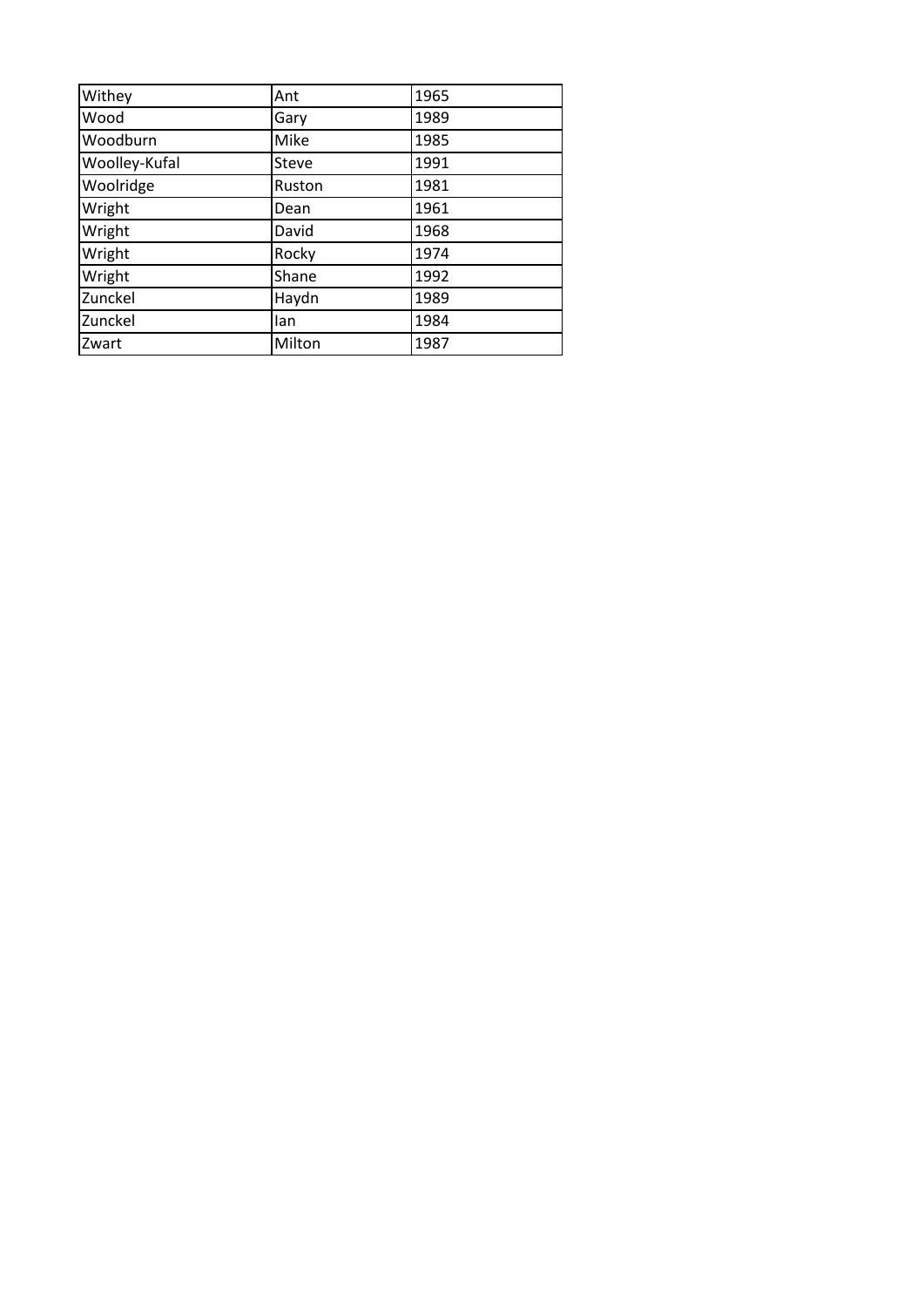| | | |
|---|---|---|
| Withey | Ant | 1965 |
| Wood | Gary | 1989 |
| Woodburn | Mike | 1985 |
| Woolley-Kufal | Steve | 1991 |
| Woolridge | Ruston | 1981 |
| Wright | Dean | 1961 |
| Wright | David | 1968 |
| Wright | Rocky | 1974 |
| Wright | Shane | 1992 |
| Zunckel | Haydn | 1989 |
| Zunckel | Ian | 1984 |
| Zwart | Milton | 1987 |